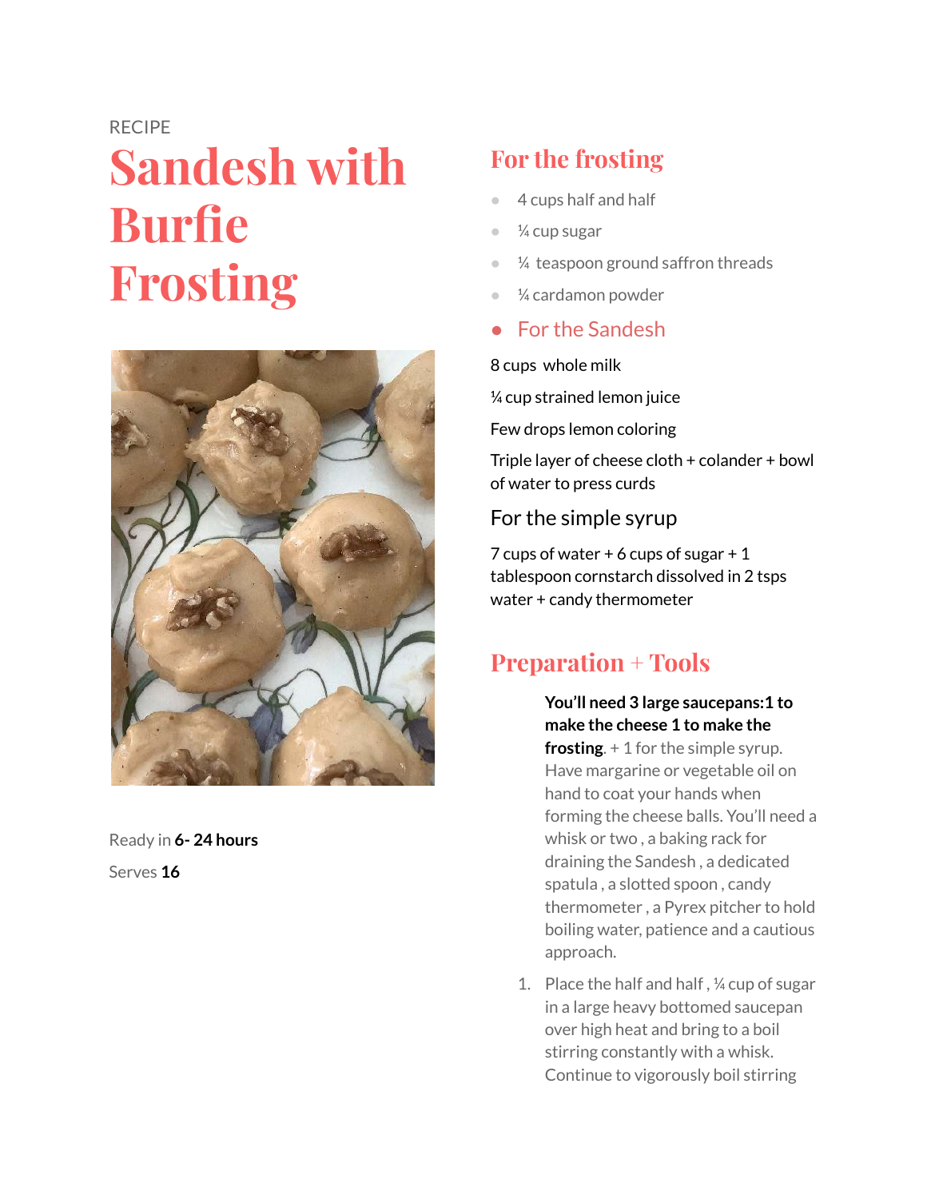RECIPE

# Sandesh with Burfie Frosting

Ready in **6- 24 hours**

Serves **16**

## For the frosting

- 4 cups half and half
- ¼ cup sugar
- ¼ teaspoon ground saffron threads
- ¼ cardamon powder
- For the Sandesh

8 cups whole milk

¼ cup strained lemon juice

Few drops lemon coloring

Triple layer of cheese cloth + colander + bowl of water to press curds

### For the simple syrup

7 cups of water + 6 cups of sugar + 1 tablespoon cornstarch dissolved in 2 tsps water + candy thermometer

## Preparation + Tools

**You'll need 3 large saucepans:1 to make the cheese 1 to make the frosting**. + 1 for the simple syrup. Have margarine or vegetable oil on hand to coat your hands when forming the cheese balls. You'll need a whisk or two , a baking rack for draining the Sandesh , a dedicated spatula , a slotted spoon , candy thermometer , a Pyrex pitcher to hold boiling water, patience and a cautious approach.

1. Place the half and half , ¼ cup of sugar in a large heavy bottomed saucepan over high heat and bring to a boil stirring constantly with a whisk. Continue to vigorously boil stirring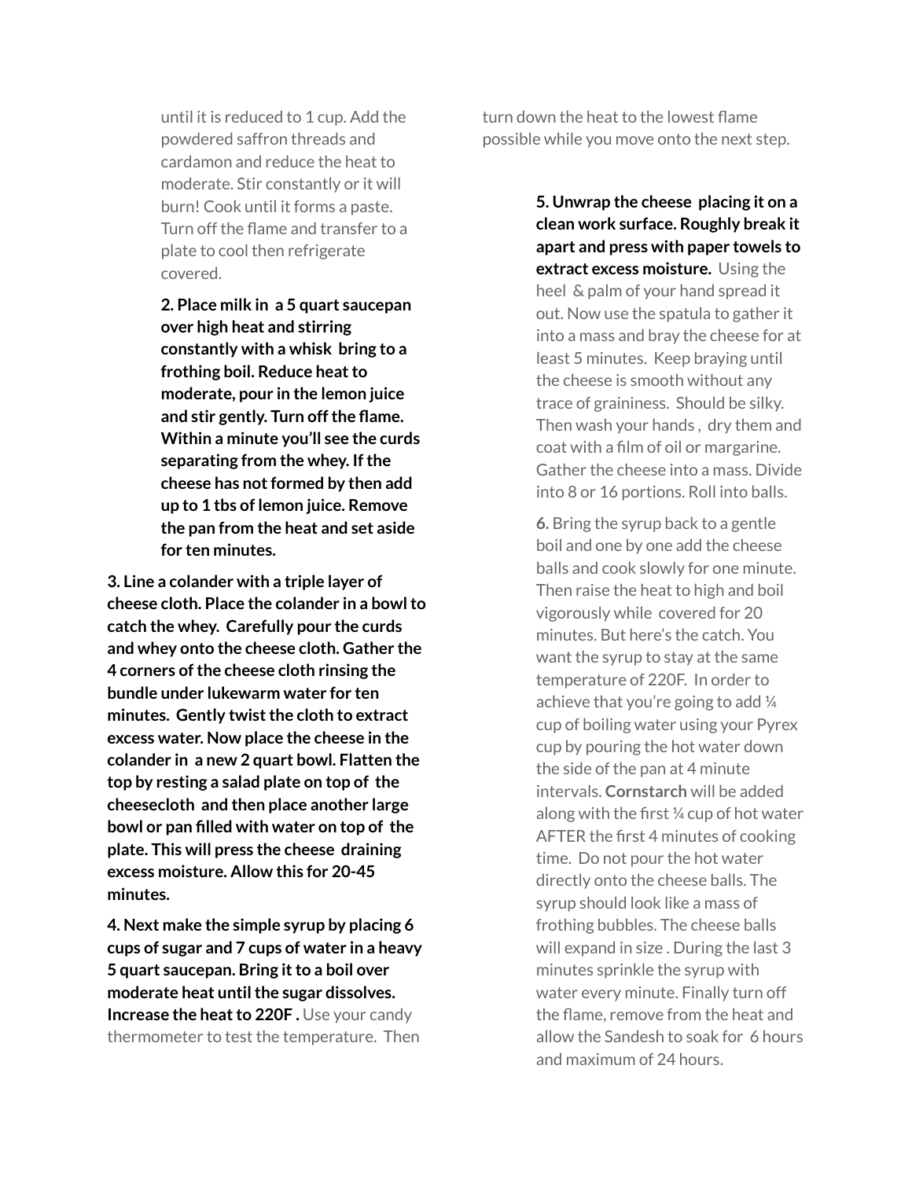until it is reduced to 1 cup. Add the powdered saffron threads and cardamon and reduce the heat to moderate. Stir constantly or it will burn! Cook until it forms a paste. Turn off the flame and transfer to a plate to cool then refrigerate covered.

**2. Place milk in a 5 quart saucepan over high heat and stirring constantly with a whisk bring to a frothing boil. Reduce heat to moderate, pour in the lemon juice and stir gently. Turn off the flame. Within a minute you'll see the curds separating from the whey. If the cheese has not formed by then add up to 1 tbs of lemon juice. Remove the pan from the heat and set aside for ten minutes.**

**3. Line a colander with a triple layer of cheese cloth. Place the colander in a bowl to catch the whey. Carefully pour the curds and whey onto the cheese cloth. Gather the 4 corners of the cheese cloth rinsing the bundle under lukewarm water for ten minutes. Gently twist the cloth to extract excess water. Now place the cheese in the colander in a new 2 quart bowl. Flatten the top by resting a salad plate on top of the cheesecloth and then place another large bowl or pan filled with water on top of the plate. This will press the cheese draining excess moisture. Allow this for 20-45 minutes.**

**4. Next make the simple syrup by placing 6 cups of sugar and 7 cups of water in a heavy 5 quart saucepan. Bring it to a boil over moderate heat until the sugar dissolves. Increase the heat to 220F .** Use your candy thermometer to test the temperature. Then turn down the heat to the lowest flame possible while you move onto the next step.

**5. Unwrap the cheese placing it on a clean work surface. Roughly break it apart and press with paper towels to extract excess moisture.** Using the heel & palm of your hand spread it out. Now use the spatula to gather it into a mass and bray the cheese for at least 5 minutes. Keep braying until the cheese is smooth without any trace of graininess. Should be silky. Then wash your hands , dry them and coat with a film of oil or margarine. Gather the cheese into a mass. Divide into 8 or 16 portions. Roll into balls.

**6.** Bring the syrup back to a gentle boil and one by one add the cheese balls and cook slowly for one minute. Then raise the heat to high and boil vigorously while covered for 20 minutes. But here's the catch. You want the syrup to stay at the same temperature of 220F. In order to achieve that you're going to add ¼ cup of boiling water using your Pyrex cup by pouring the hot water down the side of the pan at 4 minute intervals. **Cornstarch** will be added along with the first ¼ cup of hot water AFTER the first 4 minutes of cooking time. Do not pour the hot water directly onto the cheese balls. The syrup should look like a mass of frothing bubbles. The cheese balls will expand in size . During the last 3 minutes sprinkle the syrup with water every minute. Finally turn off the flame, remove from the heat and allow the Sandesh to soak for 6 hours and maximum of 24 hours.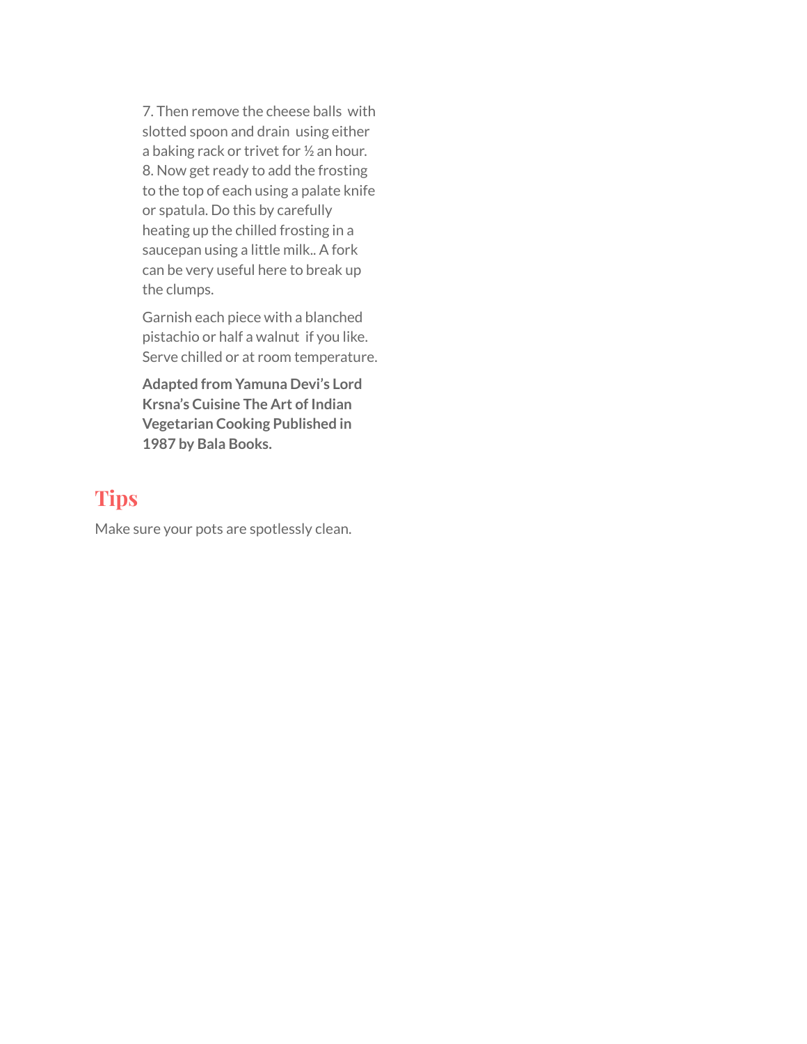7. Then remove the cheese balls with slotted spoon and drain using either a baking rack or trivet for ½ an hour.
8. Now get ready to add the frosting to the top of each using a palate knife or spatula. Do this by carefully heating up the chilled frosting in a saucepan using a little milk.. A fork can be very useful here to break up the clumps.

Garnish each piece with a blanched pistachio or half a walnut if you like. Serve chilled or at room temperature.

**Adapted from Yamuna Devi's Lord Krsna's Cuisine The Art of Indian Vegetarian Cooking Published in 1987 by Bala Books.**

## Tips

Make sure your pots are spotlessly clean.